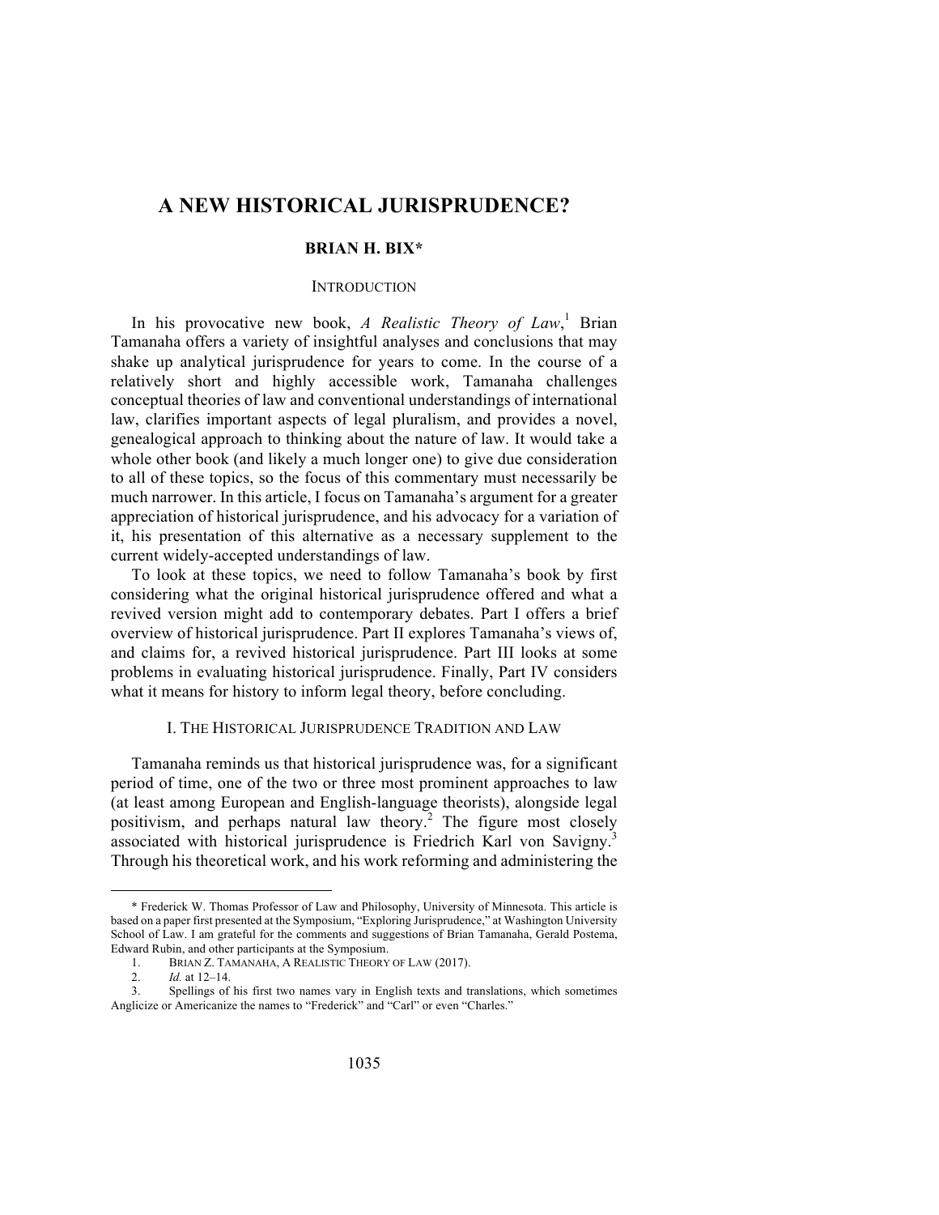# A NEW HISTORICAL JURISPRUDENCE?

**BRIAN H. BIX***

## INTRODUCTION

In his provocative new book, *A Realistic Theory of Law*,[1] Brian Tamanaha offers a variety of insightful analyses and conclusions that may shake up analytical jurisprudence for years to come. In the course of a relatively short and highly accessible work, Tamanaha challenges conceptual theories of law and conventional understandings of international law, clarifies important aspects of legal pluralism, and provides a novel, genealogical approach to thinking about the nature of law. It would take a whole other book (and likely a much longer one) to give due consideration to all of these topics, so the focus of this commentary must necessarily be much narrower. In this article, I focus on Tamanaha's argument for a greater appreciation of historical jurisprudence, and his advocacy for a variation of it, his presentation of this alternative as a necessary supplement to the current widely-accepted understandings of law.

To look at these topics, we need to follow Tamanaha's book by first considering what the original historical jurisprudence offered and what a revived version might add to contemporary debates. Part I offers a brief overview of historical jurisprudence. Part II explores Tamanaha's views of, and claims for, a revived historical jurisprudence. Part III looks at some problems in evaluating historical jurisprudence. Finally, Part IV considers what it means for history to inform legal theory, before concluding.

## I. THE HISTORICAL JURISPRUDENCE TRADITION AND LAW

Tamanaha reminds us that historical jurisprudence was, for a significant period of time, one of the two or three most prominent approaches to law (at least among European and English-language theorists), alongside legal positivism, and perhaps natural law theory.[2] The figure most closely associated with historical jurisprudence is Friedrich Karl von Savigny.[3] Through his theoretical work, and his work reforming and administering the

---

\* Frederick W. Thomas Professor of Law and Philosophy, University of Minnesota. This article is based on a paper first presented at the Symposium, "Exploring Jurisprudence," at Washington University School of Law. I am grateful for the comments and suggestions of Brian Tamanaha, Gerald Postema, Edward Rubin, and other participants at the Symposium.

1. BRIAN Z. TAMANAHA, A REALISTIC THEORY OF LAW (2017).

2. *Id.* at 12–14.

3. Spellings of his first two names vary in English texts and translations, which sometimes Anglicize or Americanize the names to "Frederick" and "Carl" or even "Charles."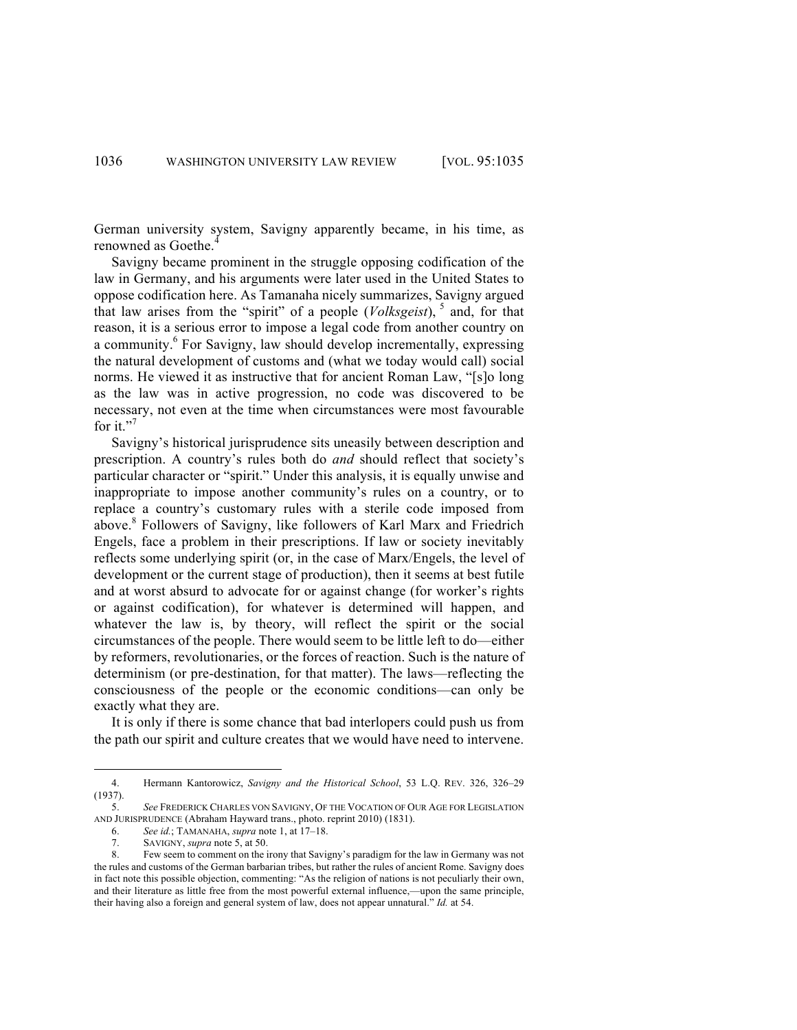German university system, Savigny apparently became, in his time, as renowned as Goethe.[4]

Savigny became prominent in the struggle opposing codification of the law in Germany, and his arguments were later used in the United States to oppose codification here. As Tamanaha nicely summarizes, Savigny argued that law arises from the "spirit" of a people (*Volksgeist*),[5] and, for that reason, it is a serious error to impose a legal code from another country on a community.[6] For Savigny, law should develop incrementally, expressing the natural development of customs and (what we today would call) social norms. He viewed it as instructive that for ancient Roman Law, "[s]o long as the law was in active progression, no code was discovered to be necessary, not even at the time when circumstances were most favourable for it."[7]

Savigny's historical jurisprudence sits uneasily between description and prescription. A country's rules both do *and* should reflect that society's particular character or "spirit." Under this analysis, it is equally unwise and inappropriate to impose another community's rules on a country, or to replace a country's customary rules with a sterile code imposed from above.[8] Followers of Savigny, like followers of Karl Marx and Friedrich Engels, face a problem in their prescriptions. If law or society inevitably reflects some underlying spirit (or, in the case of Marx/Engels, the level of development or the current stage of production), then it seems at best futile and at worst absurd to advocate for or against change (for worker's rights or against codification), for whatever is determined will happen, and whatever the law is, by theory, will reflect the spirit or the social circumstances of the people. There would seem to be little left to do—either by reformers, revolutionaries, or the forces of reaction. Such is the nature of determinism (or pre-destination, for that matter). The laws—reflecting the consciousness of the people or the economic conditions—can only be exactly what they are.

It is only if there is some chance that bad interlopers could push us from the path our spirit and culture creates that we would have need to intervene.

---

4. Hermann Kantorowicz, *Savigny and the Historical School*, 53 L.Q. REV. 326, 326–29 (1937).

5. *See* FREDERICK CHARLES VON SAVIGNY, OF THE VOCATION OF OUR AGE FOR LEGISLATION AND JURISPRUDENCE (Abraham Hayward trans., photo. reprint 2010) (1831).

6. *See id.*; TAMANAHA, *supra* note 1, at 17–18.

7. SAVIGNY, *supra* note 5, at 50.

8. Few seem to comment on the irony that Savigny's paradigm for the law in Germany was not the rules and customs of the German barbarian tribes, but rather the rules of ancient Rome. Savigny does in fact note this possible objection, commenting: "As the religion of nations is not peculiarly their own, and their literature as little free from the most powerful external influence,—upon the same principle, their having also a foreign and general system of law, does not appear unnatural." *Id.* at 54.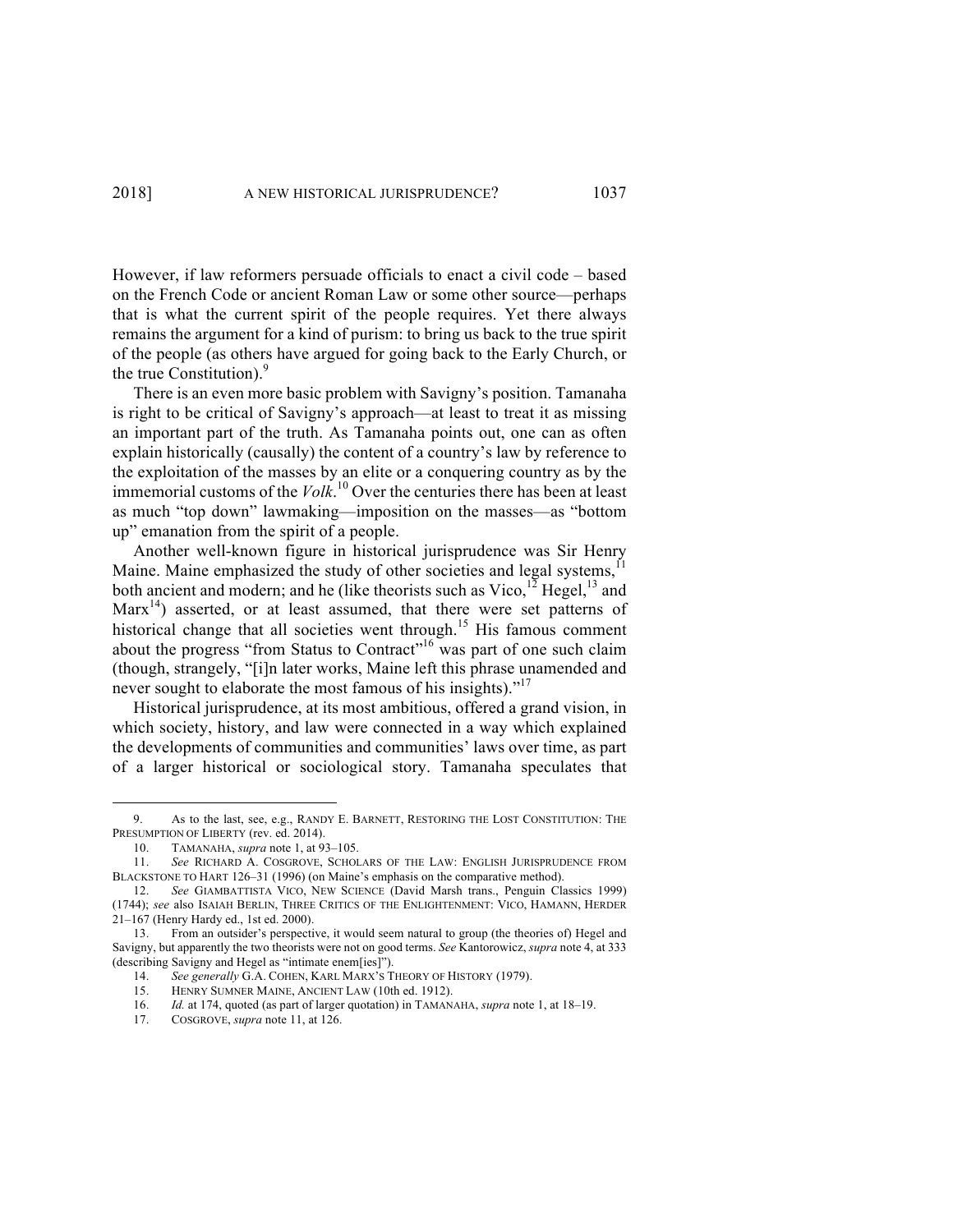However, if law reformers persuade officials to enact a civil code – based on the French Code or ancient Roman Law or some other source—perhaps that is what the current spirit of the people requires. Yet there always remains the argument for a kind of purism: to bring us back to the true spirit of the people (as others have argued for going back to the Early Church, or the true Constitution).[9]

There is an even more basic problem with Savigny's position. Tamanaha is right to be critical of Savigny's approach—at least to treat it as missing an important part of the truth. As Tamanaha points out, one can as often explain historically (causally) the content of a country's law by reference to the exploitation of the masses by an elite or a conquering country as by the immemorial customs of the *Volk*.[10] Over the centuries there has been at least as much "top down" lawmaking—imposition on the masses—as "bottom up" emanation from the spirit of a people.

Another well-known figure in historical jurisprudence was Sir Henry Maine. Maine emphasized the study of other societies and legal systems,[11] both ancient and modern; and he (like theorists such as Vico,[12] Hegel,[13] and Marx[14]) asserted, or at least assumed, that there were set patterns of historical change that all societies went through.[15] His famous comment about the progress "from Status to Contract"[16] was part of one such claim (though, strangely, "[i]n later works, Maine left this phrase unamended and never sought to elaborate the most famous of his insights)."[17]

Historical jurisprudence, at its most ambitious, offered a grand vision, in which society, history, and law were connected in a way which explained the developments of communities and communities' laws over time, as part of a larger historical or sociological story. Tamanaha speculates that

---

9. As to the last, see, e.g., RANDY E. BARNETT, RESTORING THE LOST CONSTITUTION: THE PRESUMPTION OF LIBERTY (rev. ed. 2014).

10. TAMANAHA, *supra* note 1, at 93–105.

11. *See* RICHARD A. COSGROVE, SCHOLARS OF THE LAW: ENGLISH JURISPRUDENCE FROM BLACKSTONE TO HART 126–31 (1996) (on Maine's emphasis on the comparative method).

12. *See* GIAMBATTISTA VICO, NEW SCIENCE (David Marsh trans., Penguin Classics 1999) (1744); *see* also ISAIAH BERLIN, THREE CRITICS OF THE ENLIGHTENMENT: VICO, HAMANN, HERDER 21–167 (Henry Hardy ed., 1st ed. 2000).

13. From an outsider's perspective, it would seem natural to group (the theories of) Hegel and Savigny, but apparently the two theorists were not on good terms. *See* Kantorowicz, *supra* note 4, at 333 (describing Savigny and Hegel as "intimate enem[ies]").

14. *See generally* G.A. COHEN, KARL MARX'S THEORY OF HISTORY (1979).

15. HENRY SUMNER MAINE, ANCIENT LAW (10th ed. 1912).

16. *Id.* at 174, quoted (as part of larger quotation) in TAMANAHA, *supra* note 1, at 18–19.

17. COSGROVE, *supra* note 11, at 126.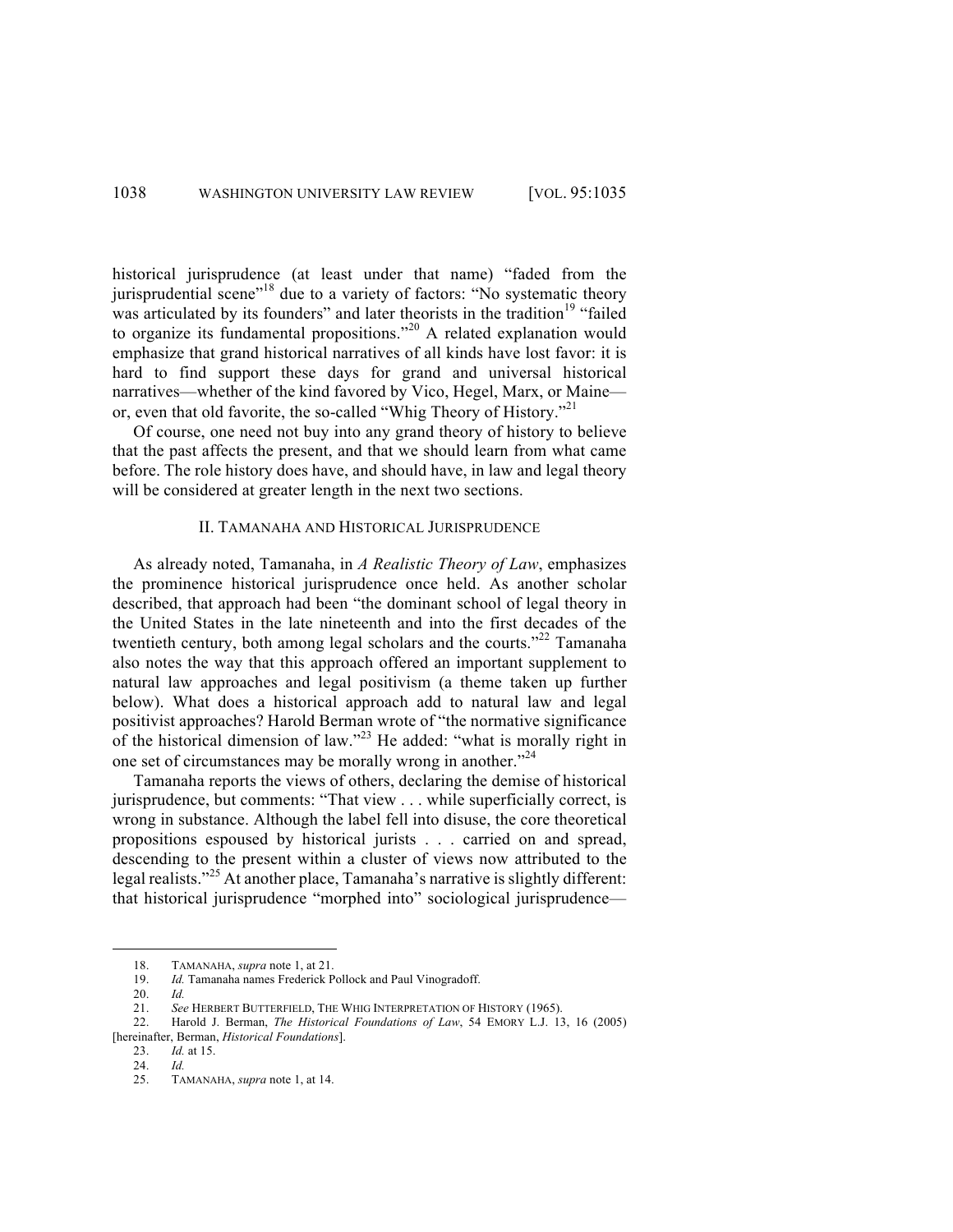historical jurisprudence (at least under that name) "faded from the jurisprudential scene"[18] due to a variety of factors: "No systematic theory was articulated by its founders" and later theorists in the tradition[19] "failed to organize its fundamental propositions."[20] A related explanation would emphasize that grand historical narratives of all kinds have lost favor: it is hard to find support these days for grand and universal historical narratives—whether of the kind favored by Vico, Hegel, Marx, or Maine—or, even that old favorite, the so-called "Whig Theory of History."[21]

Of course, one need not buy into any grand theory of history to believe that the past affects the present, and that we should learn from what came before. The role history does have, and should have, in law and legal theory will be considered at greater length in the next two sections.

## II. TAMANAHA AND HISTORICAL JURISPRUDENCE

As already noted, Tamanaha, in *A Realistic Theory of Law*, emphasizes the prominence historical jurisprudence once held. As another scholar described, that approach had been "the dominant school of legal theory in the United States in the late nineteenth and into the first decades of the twentieth century, both among legal scholars and the courts."[22] Tamanaha also notes the way that this approach offered an important supplement to natural law approaches and legal positivism (a theme taken up further below). What does a historical approach add to natural law and legal positivist approaches? Harold Berman wrote of "the normative significance of the historical dimension of law."[23] He added: "what is morally right in one set of circumstances may be morally wrong in another."[24]

Tamanaha reports the views of others, declaring the demise of historical jurisprudence, but comments: "That view . . . while superficially correct, is wrong in substance. Although the label fell into disuse, the core theoretical propositions espoused by historical jurists . . . carried on and spread, descending to the present within a cluster of views now attributed to the legal realists."[25] At another place, Tamanaha's narrative is slightly different: that historical jurisprudence "morphed into" sociological jurisprudence—

---

18. TAMANAHA, *supra* note 1, at 21.

19. *Id.* Tamanaha names Frederick Pollock and Paul Vinogradoff.

20. *Id.*

21. *See* HERBERT BUTTERFIELD, THE WHIG INTERPRETATION OF HISTORY (1965).

22. Harold J. Berman, *The Historical Foundations of Law*, 54 EMORY L.J. 13, 16 (2005) [hereinafter, Berman, *Historical Foundations*].

23. *Id.* at 15.

24. *Id.*

25. TAMANAHA, *supra* note 1, at 14.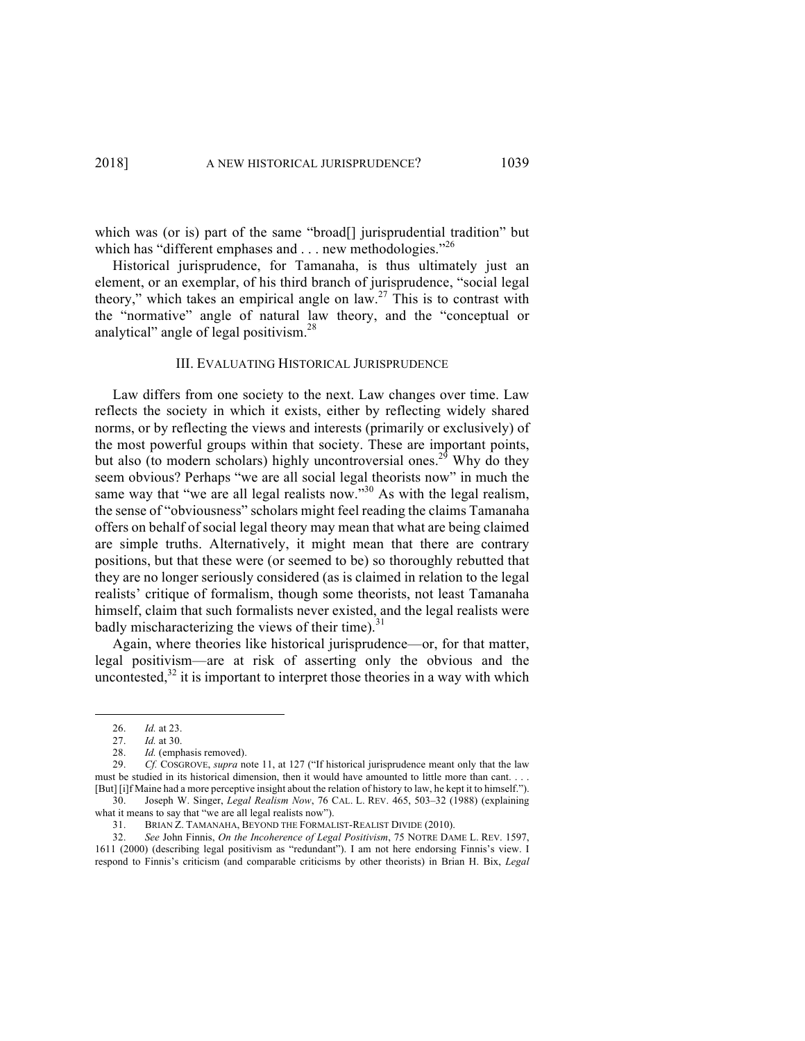which was (or is) part of the same "broad[] jurisprudential tradition" but which has "different emphases and . . . new methodologies."[26]

Historical jurisprudence, for Tamanaha, is thus ultimately just an element, or an exemplar, of his third branch of jurisprudence, "social legal theory," which takes an empirical angle on law.[27] This is to contrast with the "normative" angle of natural law theory, and the "conceptual or analytical" angle of legal positivism.[28]

### III. EVALUATING HISTORICAL JURISPRUDENCE

Law differs from one society to the next. Law changes over time. Law reflects the society in which it exists, either by reflecting widely shared norms, or by reflecting the views and interests (primarily or exclusively) of the most powerful groups within that society. These are important points, but also (to modern scholars) highly uncontroversial ones.[29] Why do they seem obvious? Perhaps "we are all social legal theorists now" in much the same way that "we are all legal realists now."[30] As with the legal realism, the sense of "obviousness" scholars might feel reading the claims Tamanaha offers on behalf of social legal theory may mean that what are being claimed are simple truths. Alternatively, it might mean that there are contrary positions, but that these were (or seemed to be) so thoroughly rebutted that they are no longer seriously considered (as is claimed in relation to the legal realists' critique of formalism, though some theorists, not least Tamanaha himself, claim that such formalists never existed, and the legal realists were badly mischaracterizing the views of their time).[31]

Again, where theories like historical jurisprudence—or, for that matter, legal positivism—are at risk of asserting only the obvious and the uncontested,[32] it is important to interpret those theories in a way with which

---

26. *Id.* at 23.

27. *Id.* at 30.

28. *Id.* (emphasis removed).

29. *Cf.* COSGROVE, *supra* note 11, at 127 ("If historical jurisprudence meant only that the law must be studied in its historical dimension, then it would have amounted to little more than cant. . . . [But] [i]f Maine had a more perceptive insight about the relation of history to law, he kept it to himself.").

30. Joseph W. Singer, *Legal Realism Now*, 76 CAL. L. REV. 465, 503–32 (1988) (explaining what it means to say that "we are all legal realists now").

31. BRIAN Z. TAMANAHA, BEYOND THE FORMALIST-REALIST DIVIDE (2010).

32. *See* John Finnis, *On the Incoherence of Legal Positivism*, 75 NOTRE DAME L. REV. 1597, 1611 (2000) (describing legal positivism as "redundant"). I am not here endorsing Finnis's view. I respond to Finnis's criticism (and comparable criticisms by other theorists) in Brian H. Bix, *Legal*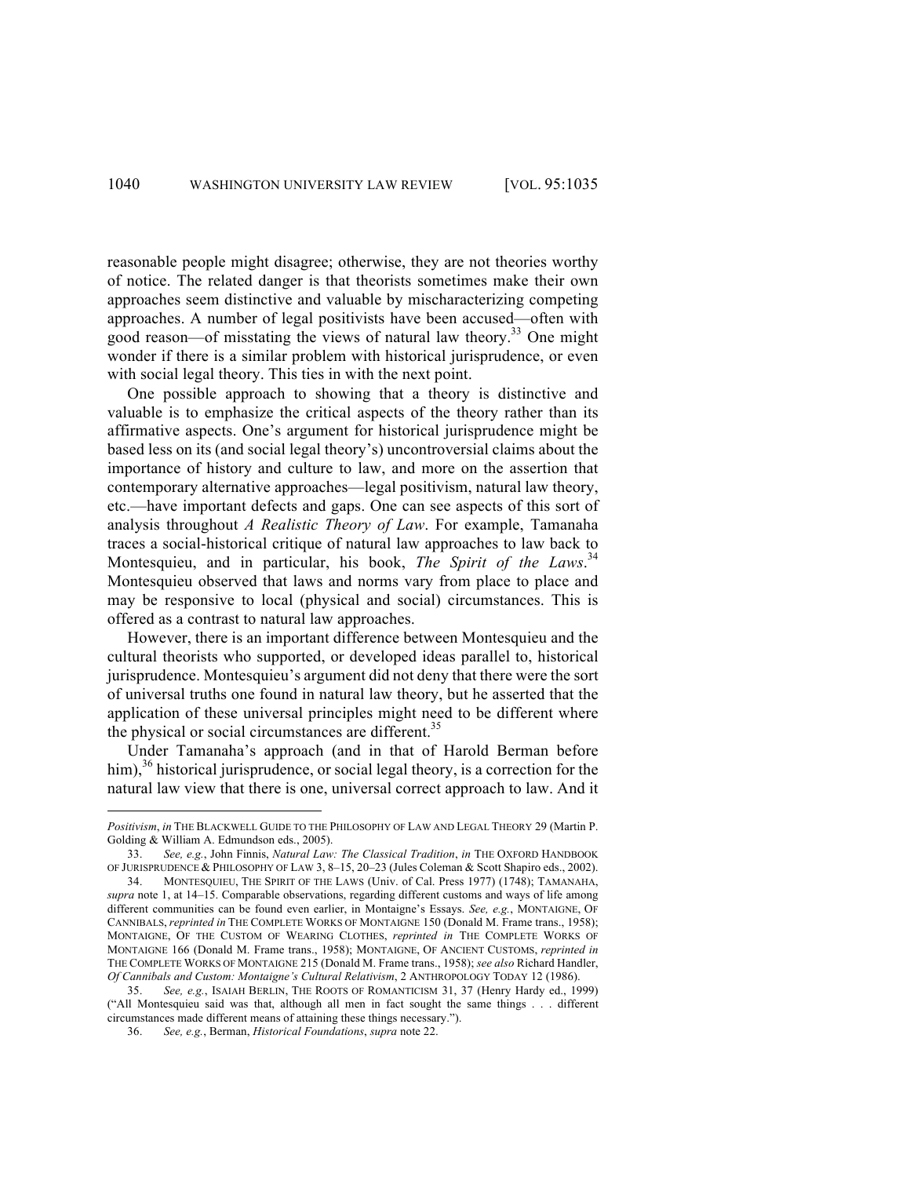reasonable people might disagree; otherwise, they are not theories worthy of notice. The related danger is that theorists sometimes make their own approaches seem distinctive and valuable by mischaracterizing competing approaches. A number of legal positivists have been accused—often with good reason—of misstating the views of natural law theory.[33] One might wonder if there is a similar problem with historical jurisprudence, or even with social legal theory. This ties in with the next point.

One possible approach to showing that a theory is distinctive and valuable is to emphasize the critical aspects of the theory rather than its affirmative aspects. One's argument for historical jurisprudence might be based less on its (and social legal theory's) uncontroversial claims about the importance of history and culture to law, and more on the assertion that contemporary alternative approaches—legal positivism, natural law theory, etc.—have important defects and gaps. One can see aspects of this sort of analysis throughout *A Realistic Theory of Law*. For example, Tamanaha traces a social-historical critique of natural law approaches to law back to Montesquieu, and in particular, his book, *The Spirit of the Laws*.[34] Montesquieu observed that laws and norms vary from place to place and may be responsive to local (physical and social) circumstances. This is offered as a contrast to natural law approaches.

However, there is an important difference between Montesquieu and the cultural theorists who supported, or developed ideas parallel to, historical jurisprudence. Montesquieu's argument did not deny that there were the sort of universal truths one found in natural law theory, but he asserted that the application of these universal principles might need to be different where the physical or social circumstances are different.[35]

Under Tamanaha's approach (and in that of Harold Berman before him),[36] historical jurisprudence, or social legal theory, is a correction for the natural law view that there is one, universal correct approach to law. And it

---

*Positivism*, *in* THE BLACKWELL GUIDE TO THE PHILOSOPHY OF LAW AND LEGAL THEORY 29 (Martin P. Golding & William A. Edmundson eds., 2005).

33. *See, e.g.*, John Finnis, *Natural Law: The Classical Tradition*, *in* THE OXFORD HANDBOOK OF JURISPRUDENCE & PHILOSOPHY OF LAW 3, 8–15, 20–23 (Jules Coleman & Scott Shapiro eds., 2002).

34. MONTESQUIEU, THE SPIRIT OF THE LAWS (Univ. of Cal. Press 1977) (1748); TAMANAHA, *supra* note 1, at 14–15. Comparable observations, regarding different customs and ways of life among different communities can be found even earlier, in Montaigne's Essays. *See, e.g.*, MONTAIGNE, OF CANNIBALS, *reprinted in* THE COMPLETE WORKS OF MONTAIGNE 150 (Donald M. Frame trans., 1958); MONTAIGNE, OF THE CUSTOM OF WEARING CLOTHES, *reprinted in* THE COMPLETE WORKS OF MONTAIGNE 166 (Donald M. Frame trans., 1958); MONTAIGNE, OF ANCIENT CUSTOMS, *reprinted in* THE COMPLETE WORKS OF MONTAIGNE 215 (Donald M. Frame trans., 1958); *see also* Richard Handler, *Of Cannibals and Custom: Montaigne's Cultural Relativism*, 2 ANTHROPOLOGY TODAY 12 (1986).

35. *See, e.g.*, ISAIAH BERLIN, THE ROOTS OF ROMANTICISM 31, 37 (Henry Hardy ed., 1999) ("All Montesquieu said was that, although all men in fact sought the same things . . . different circumstances made different means of attaining these things necessary.").

36. *See, e.g.*, Berman, *Historical Foundations*, *supra* note 22.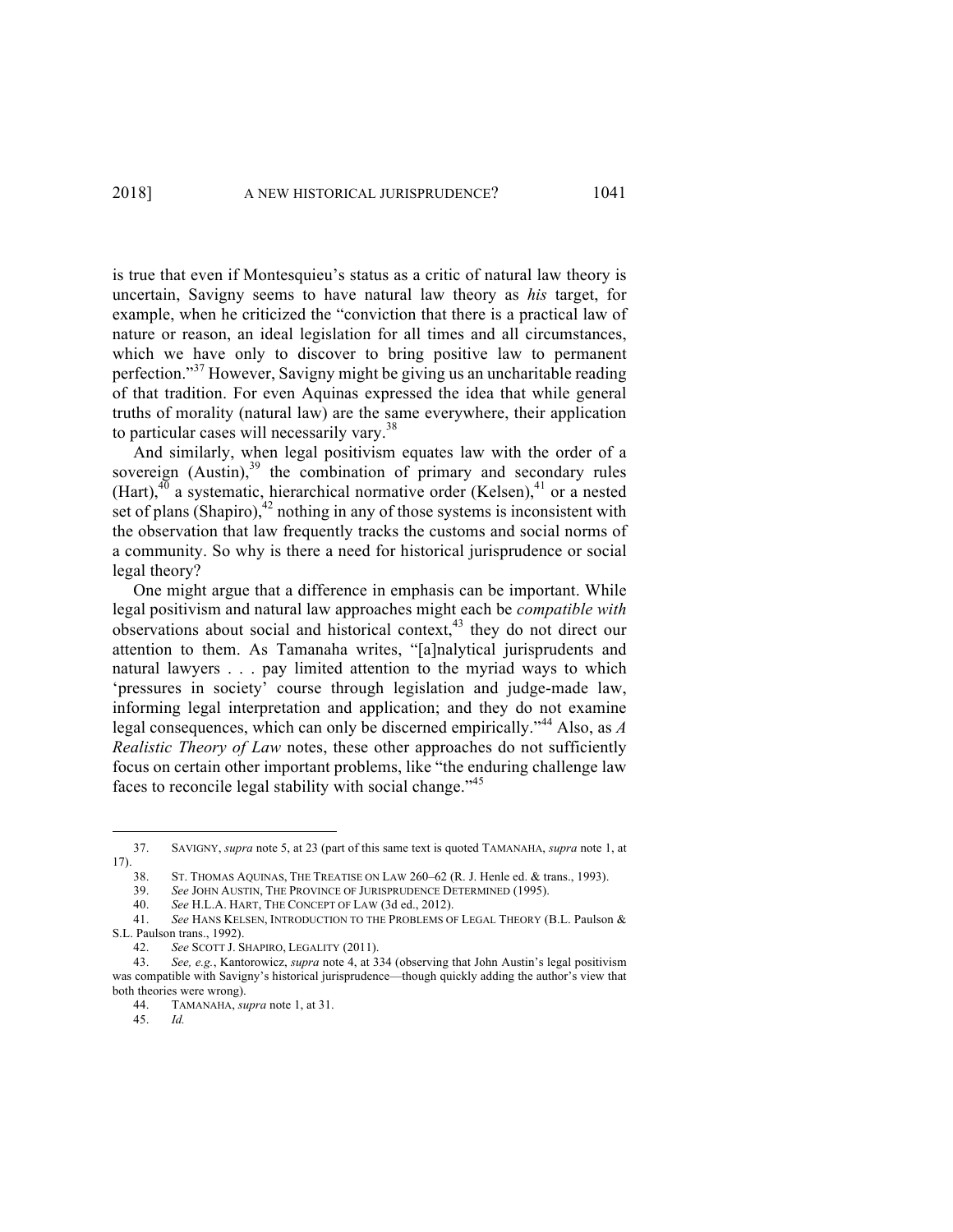is true that even if Montesquieu's status as a critic of natural law theory is uncertain, Savigny seems to have natural law theory as *his* target, for example, when he criticized the "conviction that there is a practical law of nature or reason, an ideal legislation for all times and all circumstances, which we have only to discover to bring positive law to permanent perfection."[37] However, Savigny might be giving us an uncharitable reading of that tradition. For even Aquinas expressed the idea that while general truths of morality (natural law) are the same everywhere, their application to particular cases will necessarily vary.[38]

And similarly, when legal positivism equates law with the order of a sovereign (Austin),[39] the combination of primary and secondary rules (Hart),[40] a systematic, hierarchical normative order (Kelsen),[41] or a nested set of plans (Shapiro),[42] nothing in any of those systems is inconsistent with the observation that law frequently tracks the customs and social norms of a community. So why is there a need for historical jurisprudence or social legal theory?

One might argue that a difference in emphasis can be important. While legal positivism and natural law approaches might each be *compatible with* observations about social and historical context,[43] they do not direct our attention to them. As Tamanaha writes, "[a]nalytical jurisprudents and natural lawyers . . . pay limited attention to the myriad ways to which 'pressures in society' course through legislation and judge-made law, informing legal interpretation and application; and they do not examine legal consequences, which can only be discerned empirically."[44] Also, as *A Realistic Theory of Law* notes, these other approaches do not sufficiently focus on certain other important problems, like "the enduring challenge law faces to reconcile legal stability with social change."[45]

---

37. SAVIGNY, *supra* note 5, at 23 (part of this same text is quoted TAMANAHA, *supra* note 1, at 17).

38. ST. THOMAS AQUINAS, THE TREATISE ON LAW 260–62 (R. J. Henle ed. & trans., 1993).

39. *See* JOHN AUSTIN, THE PROVINCE OF JURISPRUDENCE DETERMINED (1995).

40. *See* H.L.A. HART, THE CONCEPT OF LAW (3d ed., 2012).

41. *See* HANS KELSEN, INTRODUCTION TO THE PROBLEMS OF LEGAL THEORY (B.L. Paulson & S.L. Paulson trans., 1992).

42. *See* SCOTT J. SHAPIRO, LEGALITY (2011).

43. *See, e.g.*, Kantorowicz, *supra* note 4, at 334 (observing that John Austin's legal positivism was compatible with Savigny's historical jurisprudence—though quickly adding the author's view that both theories were wrong).

44. TAMANAHA, *supra* note 1, at 31.

45. *Id.*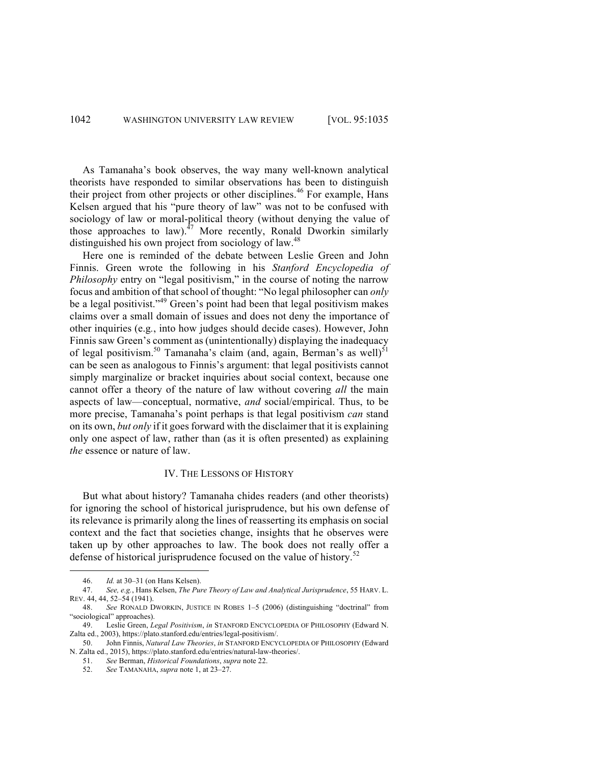As Tamanaha's book observes, the way many well-known analytical theorists have responded to similar observations has been to distinguish their project from other projects or other disciplines.[46] For example, Hans Kelsen argued that his "pure theory of law" was not to be confused with sociology of law or moral-political theory (without denying the value of those approaches to law).[47] More recently, Ronald Dworkin similarly distinguished his own project from sociology of law.[48]

Here one is reminded of the debate between Leslie Green and John Finnis. Green wrote the following in his *Stanford Encyclopedia of Philosophy* entry on "legal positivism," in the course of noting the narrow focus and ambition of that school of thought: "No legal philosopher can *only* be a legal positivist."[49] Green's point had been that legal positivism makes claims over a small domain of issues and does not deny the importance of other inquiries (e.g., into how judges should decide cases). However, John Finnis saw Green's comment as (unintentionally) displaying the inadequacy of legal positivism.[50] Tamanaha's claim (and, again, Berman's as well)[51] can be seen as analogous to Finnis's argument: that legal positivists cannot simply marginalize or bracket inquiries about social context, because one cannot offer a theory of the nature of law without covering *all* the main aspects of law—conceptual, normative, *and* social/empirical. Thus, to be more precise, Tamanaha's point perhaps is that legal positivism *can* stand on its own, *but only* if it goes forward with the disclaimer that it is explaining only one aspect of law, rather than (as it is often presented) as explaining *the* essence or nature of law.

## IV. THE LESSONS OF HISTORY

But what about history? Tamanaha chides readers (and other theorists) for ignoring the school of historical jurisprudence, but his own defense of its relevance is primarily along the lines of reasserting its emphasis on social context and the fact that societies change, insights that he observes were taken up by other approaches to law. The book does not really offer a defense of historical jurisprudence focused on the value of history.[52]

---

46. *Id.* at 30–31 (on Hans Kelsen).

47. *See, e.g.*, Hans Kelsen, *The Pure Theory of Law and Analytical Jurisprudence*, 55 HARV. L. REV. 44, 44, 52–54 (1941).

48. *See* RONALD DWORKIN, JUSTICE IN ROBES 1–5 (2006) (distinguishing "doctrinal" from "sociological" approaches).

49. Leslie Green, *Legal Positivism*, *in* STANFORD ENCYCLOPEDIA OF PHILOSOPHY (Edward N. Zalta ed., 2003), https://plato.stanford.edu/entries/legal-positivism/.

50. John Finnis, *Natural Law Theories*, *in* STANFORD ENCYCLOPEDIA OF PHILOSOPHY (Edward N. Zalta ed., 2015), https://plato.stanford.edu/entries/natural-law-theories/.

51. *See* Berman, *Historical Foundations*, *supra* note 22.

52. *See* TAMANAHA, *supra* note 1, at 23–27.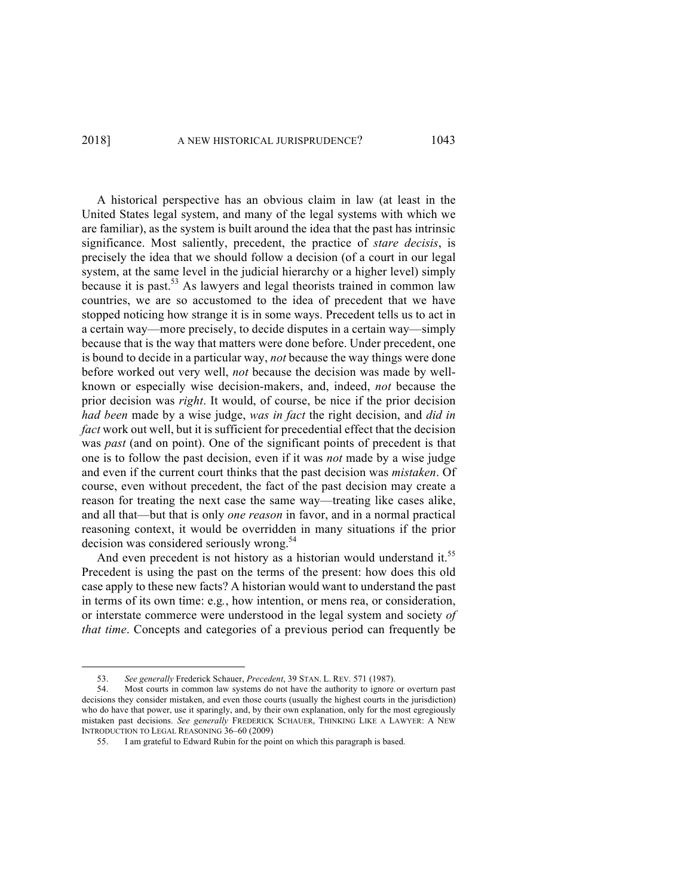A historical perspective has an obvious claim in law (at least in the United States legal system, and many of the legal systems with which we are familiar), as the system is built around the idea that the past has intrinsic significance. Most saliently, precedent, the practice of *stare decisis*, is precisely the idea that we should follow a decision (of a court in our legal system, at the same level in the judicial hierarchy or a higher level) simply because it is past.[53] As lawyers and legal theorists trained in common law countries, we are so accustomed to the idea of precedent that we have stopped noticing how strange it is in some ways. Precedent tells us to act in a certain way—more precisely, to decide disputes in a certain way—simply because that is the way that matters were done before. Under precedent, one is bound to decide in a particular way, *not* because the way things were done before worked out very well, *not* because the decision was made by well-known or especially wise decision-makers, and, indeed, *not* because the prior decision was *right*. It would, of course, be nice if the prior decision *had been* made by a wise judge, *was in fact* the right decision, and *did in fact* work out well, but it is sufficient for precedential effect that the decision was *past* (and on point). One of the significant points of precedent is that one is to follow the past decision, even if it was *not* made by a wise judge and even if the current court thinks that the past decision was *mistaken*. Of course, even without precedent, the fact of the past decision may create a reason for treating the next case the same way—treating like cases alike, and all that—but that is only *one reason* in favor, and in a normal practical reasoning context, it would be overridden in many situations if the prior decision was considered seriously wrong.[54]

And even precedent is not history as a historian would understand it.[55] Precedent is using the past on the terms of the present: how does this old case apply to these new facts? A historian would want to understand the past in terms of its own time: e.g., how intention, or mens rea, or consideration, or interstate commerce were understood in the legal system and society *of that time*. Concepts and categories of a previous period can frequently be

---

53. *See generally* Frederick Schauer, *Precedent*, 39 STAN. L. REV. 571 (1987).

54. Most courts in common law systems do not have the authority to ignore or overturn past decisions they consider mistaken, and even those courts (usually the highest courts in the jurisdiction) who do have that power, use it sparingly, and, by their own explanation, only for the most egregiously mistaken past decisions. *See generally* FREDERICK SCHAUER, THINKING LIKE A LAWYER: A NEW INTRODUCTION TO LEGAL REASONING 36–60 (2009)

55. I am grateful to Edward Rubin for the point on which this paragraph is based.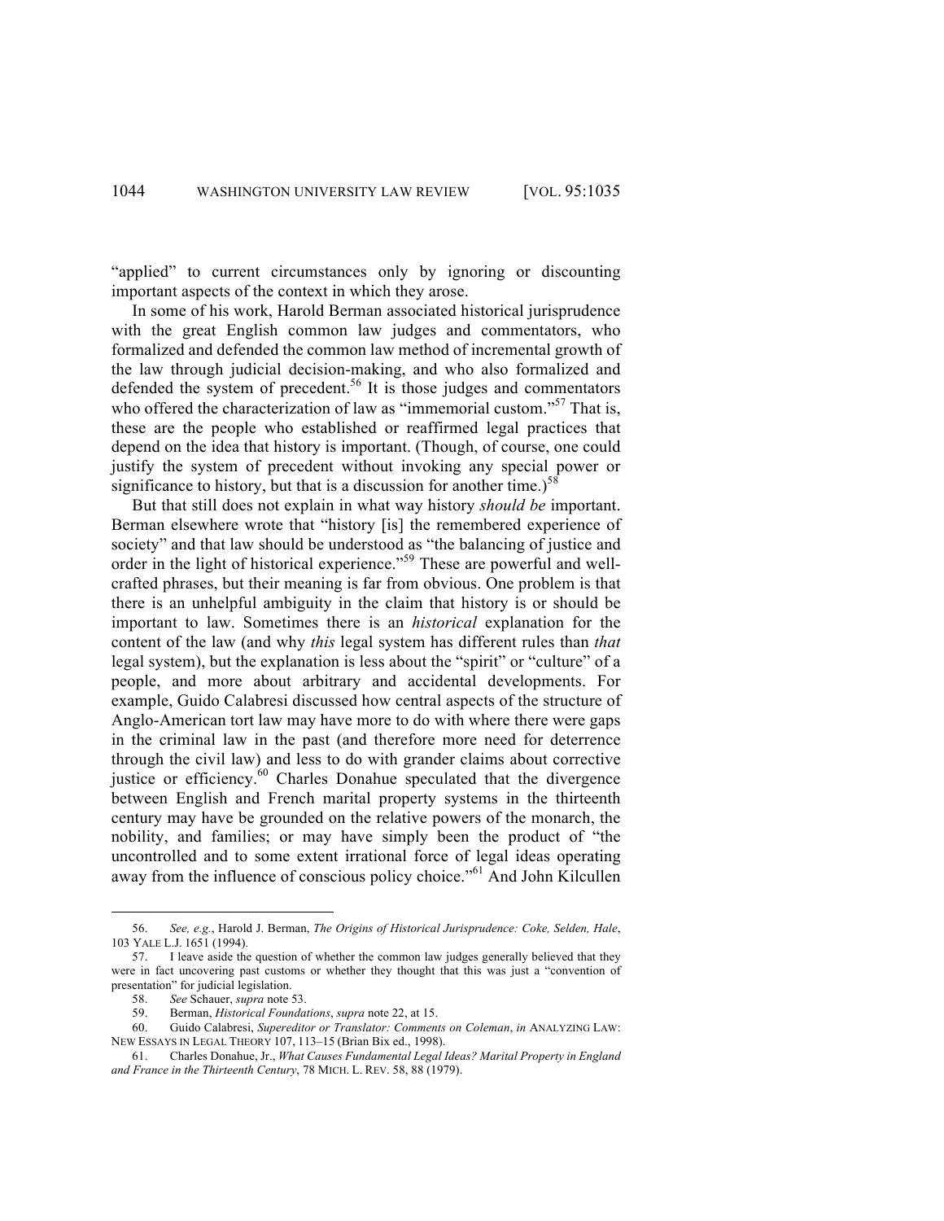"applied" to current circumstances only by ignoring or discounting important aspects of the context in which they arose.

In some of his work, Harold Berman associated historical jurisprudence with the great English common law judges and commentators, who formalized and defended the common law method of incremental growth of the law through judicial decision-making, and who also formalized and defended the system of precedent.[56] It is those judges and commentators who offered the characterization of law as "immemorial custom."[57] That is, these are the people who established or reaffirmed legal practices that depend on the idea that history is important. (Though, of course, one could justify the system of precedent without invoking any special power or significance to history, but that is a discussion for another time.)[58]

But that still does not explain in what way history *should be* important. Berman elsewhere wrote that "history [is] the remembered experience of society" and that law should be understood as "the balancing of justice and order in the light of historical experience."[59] These are powerful and well-crafted phrases, but their meaning is far from obvious. One problem is that there is an unhelpful ambiguity in the claim that history is or should be important to law. Sometimes there is an *historical* explanation for the content of the law (and why *this* legal system has different rules than *that* legal system), but the explanation is less about the "spirit" or "culture" of a people, and more about arbitrary and accidental developments. For example, Guido Calabresi discussed how central aspects of the structure of Anglo-American tort law may have more to do with where there were gaps in the criminal law in the past (and therefore more need for deterrence through the civil law) and less to do with grander claims about corrective justice or efficiency.[60] Charles Donahue speculated that the divergence between English and French marital property systems in the thirteenth century may have be grounded on the relative powers of the monarch, the nobility, and families; or may have simply been the product of "the uncontrolled and to some extent irrational force of legal ideas operating away from the influence of conscious policy choice."[61] And John Kilcullen

56. *See, e.g.*, Harold J. Berman, *The Origins of Historical Jurisprudence: Coke, Selden, Hale*, 103 YALE L.J. 1651 (1994).

57. I leave aside the question of whether the common law judges generally believed that they were in fact uncovering past customs or whether they thought that this was just a "convention of presentation" for judicial legislation.

58. *See* Schauer, *supra* note 53.

59. Berman, *Historical Foundations*, *supra* note 22, at 15.

60. Guido Calabresi, *Supereditor or Translator: Comments on Coleman*, *in* ANALYZING LAW: NEW ESSAYS IN LEGAL THEORY 107, 113–15 (Brian Bix ed., 1998).

61. Charles Donahue, Jr., *What Causes Fundamental Legal Ideas? Marital Property in England and France in the Thirteenth Century*, 78 MICH. L. REV. 58, 88 (1979).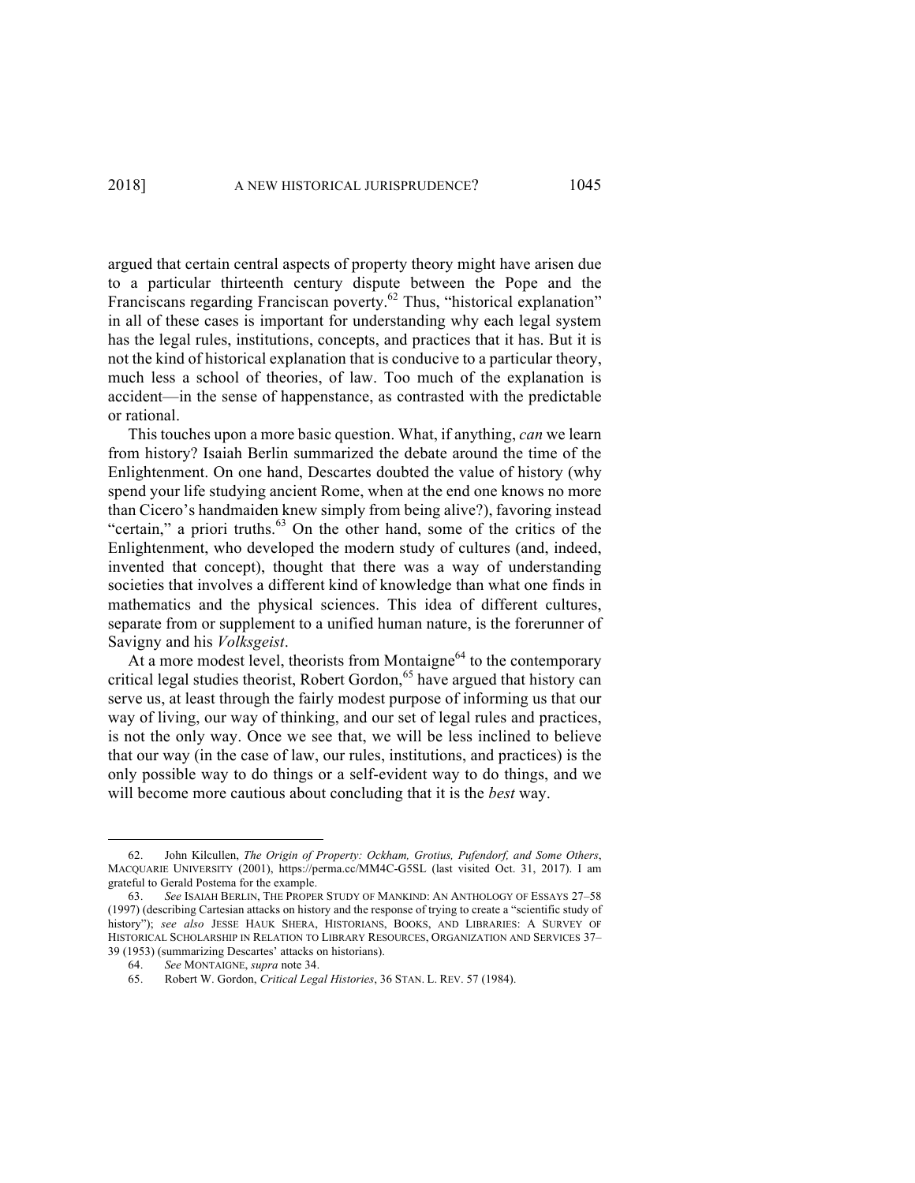argued that certain central aspects of property theory might have arisen due to a particular thirteenth century dispute between the Pope and the Franciscans regarding Franciscan poverty.[62] Thus, "historical explanation" in all of these cases is important for understanding why each legal system has the legal rules, institutions, concepts, and practices that it has. But it is not the kind of historical explanation that is conducive to a particular theory, much less a school of theories, of law. Too much of the explanation is accident—in the sense of happenstance, as contrasted with the predictable or rational.

This touches upon a more basic question. What, if anything, *can* we learn from history? Isaiah Berlin summarized the debate around the time of the Enlightenment. On one hand, Descartes doubted the value of history (why spend your life studying ancient Rome, when at the end one knows no more than Cicero's handmaiden knew simply from being alive?), favoring instead "certain," a priori truths.[63] On the other hand, some of the critics of the Enlightenment, who developed the modern study of cultures (and, indeed, invented that concept), thought that there was a way of understanding societies that involves a different kind of knowledge than what one finds in mathematics and the physical sciences. This idea of different cultures, separate from or supplement to a unified human nature, is the forerunner of Savigny and his *Volksgeist*.

At a more modest level, theorists from Montaigne[64] to the contemporary critical legal studies theorist, Robert Gordon,[65] have argued that history can serve us, at least through the fairly modest purpose of informing us that our way of living, our way of thinking, and our set of legal rules and practices, is not the only way. Once we see that, we will be less inclined to believe that our way (in the case of law, our rules, institutions, and practices) is the only possible way to do things or a self-evident way to do things, and we will become more cautious about concluding that it is the *best* way.

---

62. John Kilcullen, *The Origin of Property: Ockham, Grotius, Pufendorf, and Some Others*, MACQUARIE UNIVERSITY (2001), https://perma.cc/MM4C-G5SL (last visited Oct. 31, 2017). I am grateful to Gerald Postema for the example.

63. *See* ISAIAH BERLIN, THE PROPER STUDY OF MANKIND: AN ANTHOLOGY OF ESSAYS 27–58 (1997) (describing Cartesian attacks on history and the response of trying to create a "scientific study of history"); *see also* JESSE HAUK SHERA, HISTORIANS, BOOKS, AND LIBRARIES: A SURVEY OF HISTORICAL SCHOLARSHIP IN RELATION TO LIBRARY RESOURCES, ORGANIZATION AND SERVICES 37–39 (1953) (summarizing Descartes' attacks on historians).

64. *See* MONTAIGNE, *supra* note 34.

65. Robert W. Gordon, *Critical Legal Histories*, 36 STAN. L. REV. 57 (1984).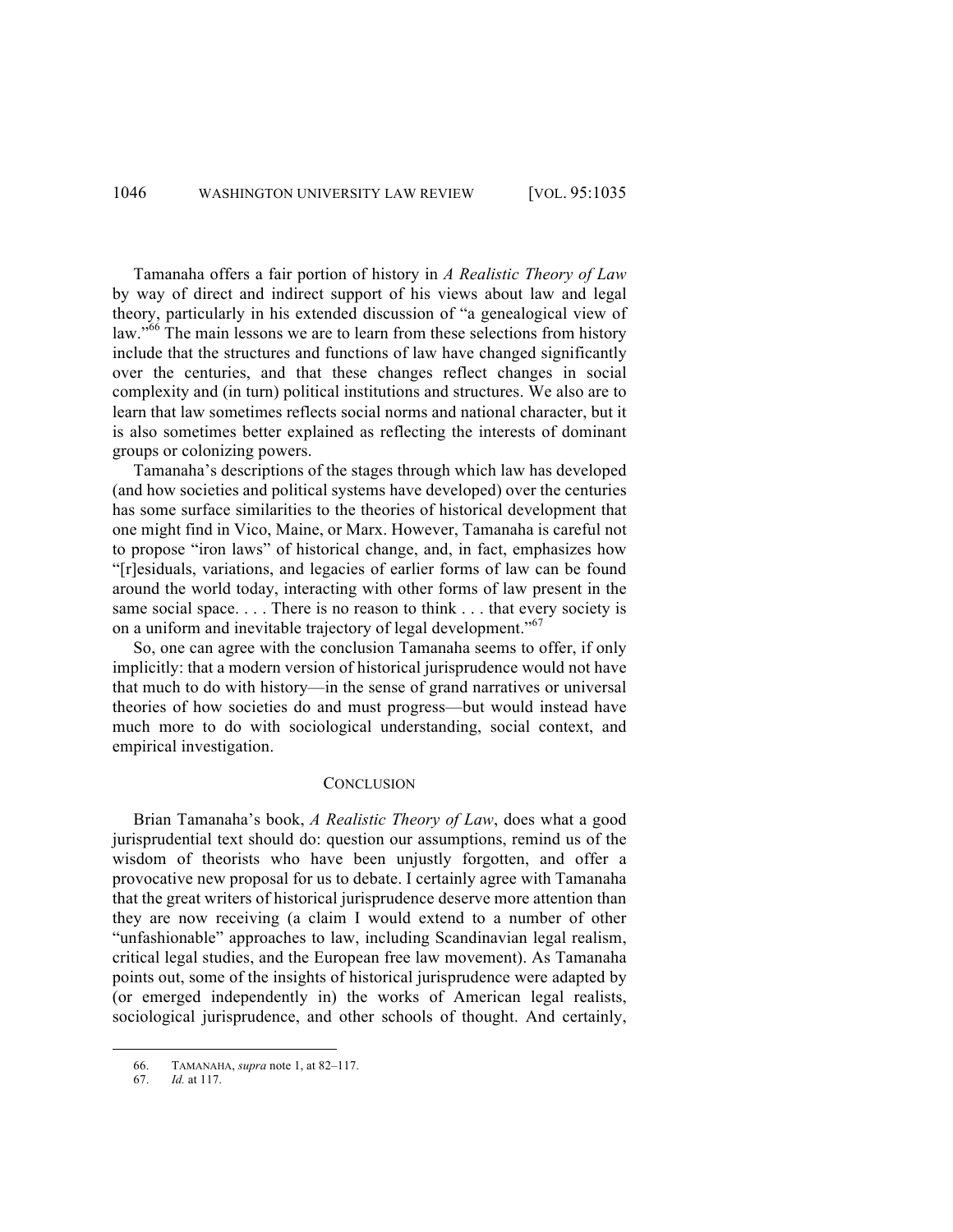Tamanaha offers a fair portion of history in *A Realistic Theory of Law* by way of direct and indirect support of his views about law and legal theory, particularly in his extended discussion of "a genealogical view of law."[66] The main lessons we are to learn from these selections from history include that the structures and functions of law have changed significantly over the centuries, and that these changes reflect changes in social complexity and (in turn) political institutions and structures. We also are to learn that law sometimes reflects social norms and national character, but it is also sometimes better explained as reflecting the interests of dominant groups or colonizing powers.

Tamanaha's descriptions of the stages through which law has developed (and how societies and political systems have developed) over the centuries has some surface similarities to the theories of historical development that one might find in Vico, Maine, or Marx. However, Tamanaha is careful not to propose "iron laws" of historical change, and, in fact, emphasizes how "[r]esiduals, variations, and legacies of earlier forms of law can be found around the world today, interacting with other forms of law present in the same social space. . . . There is no reason to think . . . that every society is on a uniform and inevitable trajectory of legal development."[67]

So, one can agree with the conclusion Tamanaha seems to offer, if only implicitly: that a modern version of historical jurisprudence would not have that much to do with history—in the sense of grand narratives or universal theories of how societies do and must progress—but would instead have much more to do with sociological understanding, social context, and empirical investigation.

## CONCLUSION

Brian Tamanaha's book, *A Realistic Theory of Law*, does what a good jurisprudential text should do: question our assumptions, remind us of the wisdom of theorists who have been unjustly forgotten, and offer a provocative new proposal for us to debate. I certainly agree with Tamanaha that the great writers of historical jurisprudence deserve more attention than they are now receiving (a claim I would extend to a number of other "unfashionable" approaches to law, including Scandinavian legal realism, critical legal studies, and the European free law movement). As Tamanaha points out, some of the insights of historical jurisprudence were adapted by (or emerged independently in) the works of American legal realists, sociological jurisprudence, and other schools of thought. And certainly,

---

66. TAMANAHA, *supra* note 1, at 82–117.

67. *Id.* at 117.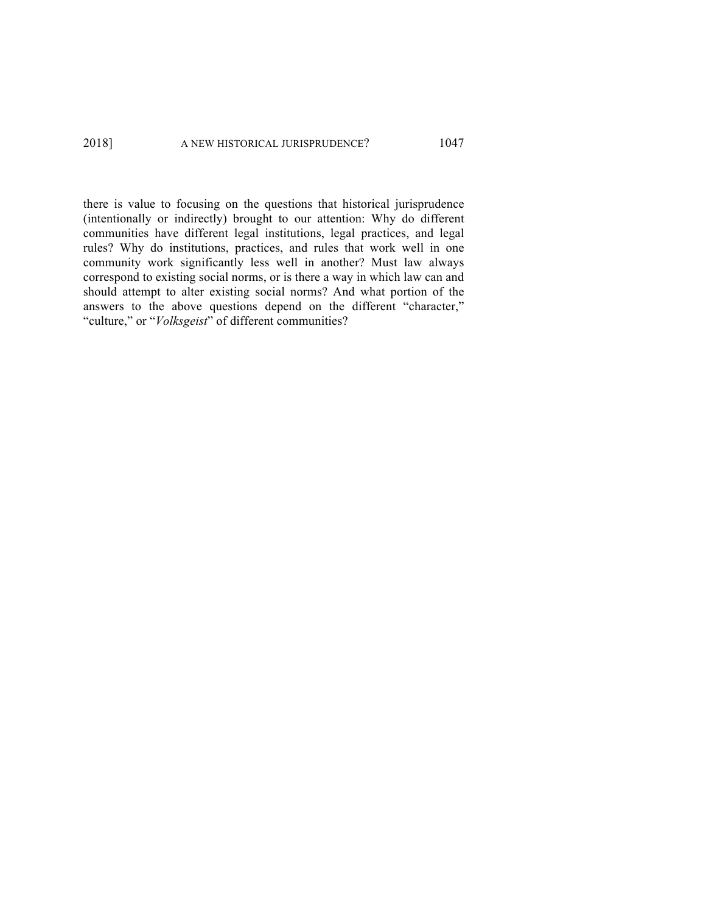there is value to focusing on the questions that historical jurisprudence (intentionally or indirectly) brought to our attention: Why do different communities have different legal institutions, legal practices, and legal rules? Why do institutions, practices, and rules that work well in one community work significantly less well in another? Must law always correspond to existing social norms, or is there a way in which law can and should attempt to alter existing social norms? And what portion of the answers to the above questions depend on the different "character," "culture," or "*Volksgeist*" of different communities?